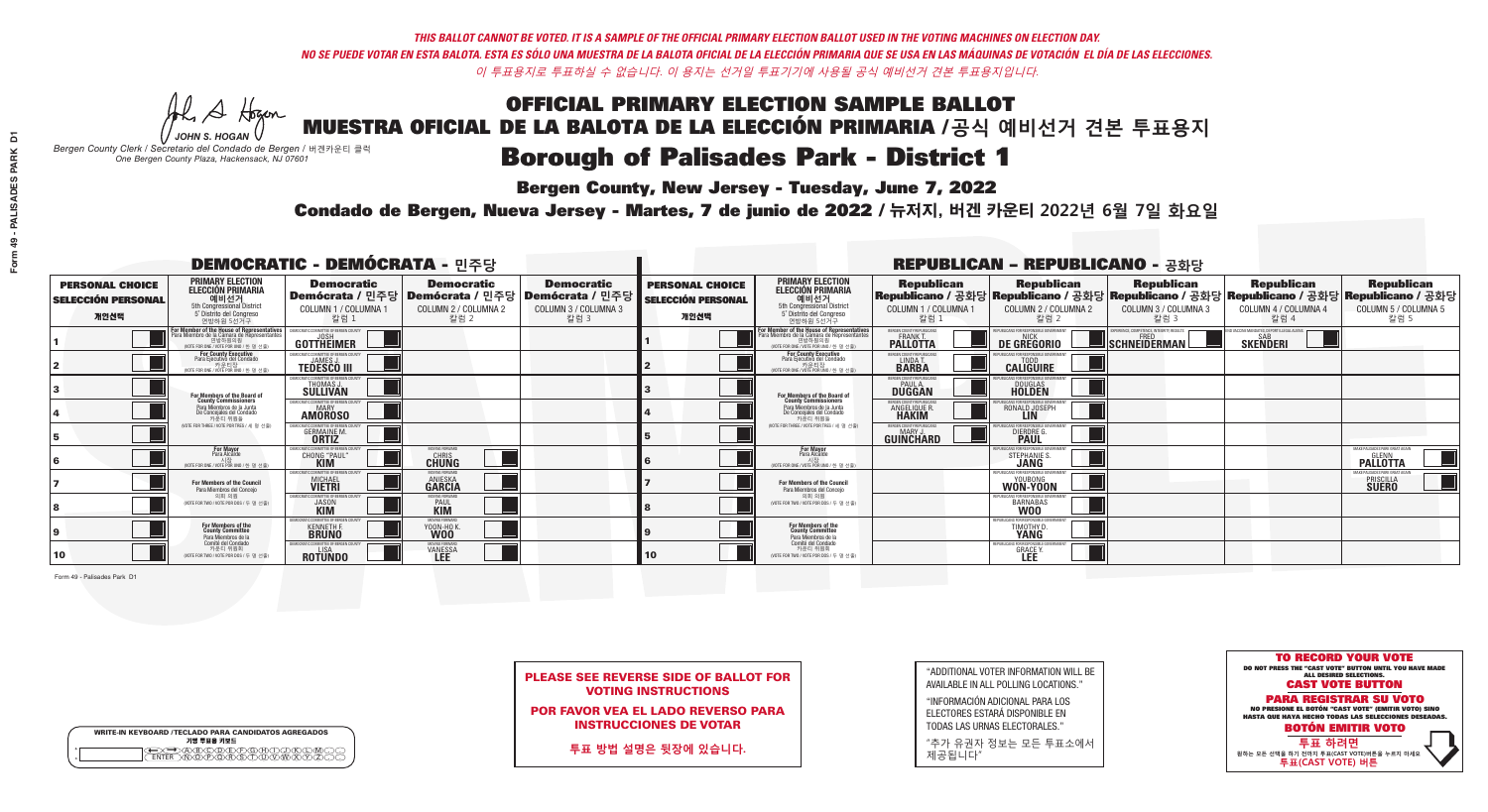*THIS BALLOT CANNOT BE VOTED. IT IS A SAMPLE OF THE OFFICIAL PRIMARY ELECTION BALLOT USED IN THE VOTING MACHINES ON ELECTION DAY.*
*NO SE PUEDE VOTAR EN ESTA BALOTA. ESTA ES SÓLO UNA MUESTRA DE LA BALOTA OFICIAL DE LA ELECCIÓN PRIMARIA QUE SE USA EN LAS MÁQUINAS DE VOTACIÓN EL DÍA DE LAS ELECCIONES.*
*이 투표용지로 투표하실 수 없습니다. 이 용지는 선거일 투표기기에 사용될 공식 예비선거 견본 투표용지입니다.*

JOHN S. HOGAN
Bergen County Clerk / Secretario del Condado de Bergen / 버겐카운티 클럭
One Bergen County Plaza, Hackensack, NJ 07601

# OFFICIAL PRIMARY ELECTION SAMPLE BALLOT
# MUESTRA OFICIAL DE LA BALOTA DE LA ELECCIÓN PRIMARIA /공식 예비선거 견본 투표용지
# Borough of Palisades Park - District 1

**Bergen County, New Jersey - Tuesday, June 7, 2022**

**Condado de Bergen, Nueva Jersey - Martes, 7 de junio de 2022 / 뉴저지, 버겐 카운티 2022년 6월 7일 화요일**

## DEMOCRATIC - DEMÓCRATA - 민주당

| PERSONAL CHOICE / SELECCIÓN PERSONAL / 개인선택 | PRIMARY ELECTION / ELECCIÓN PRIMARIA / 예비선거 (5th Congressional District / 5° Distrito del Congreso / 연방하원 5선거구) | Democratic / Demócrata / 민주당 COLUMN 1 / COLUMNA 1 / 칼럼 1 | Democratic / Demócrata / 민주당 COLUMN 2 / COLUMNA 2 / 칼럼 2 | Democratic / Demócrata / 민주당 COLUMN 3 / COLUMNA 3 / 칼럼 3 |
|---|---|---|---|---|
| 1 | For Member of the House of Representatives / Para Miembro de la Cámara de Representantes / 연방하원의원 (VOTE FOR ONE / VOTE POR UNO / 한 명 선출) | JOSH GOTTHEIMER | | |
| 2 | For County Executive / Para Ejecutivo del Condado / 카운티장 (VOTE FOR ONE / VOTE POR UNO / 한 명 선출) | JAMES J. TEDESCO III | | |
| 3 | For Members of the Board of County Commissioners / Para Miembros de la Junta De Concejales del Condado / 카운티 위원들 (VOTE FOR THREE / VOTE POR TRES / 세 명 선출) | THOMAS J. SULLIVAN | | |
| 4 | | MARY AMOROSO | | |
| 5 | | GERMAINE M. ORTIZ | | |
| 6 | For Mayor / Para Alcalde / 시장 (VOTE FOR ONE / VOTE POR UNO / 한 명 선출) | CHONG "PAUL" KIM | CHRIS CHUNG | |
| 7 | For Members of the Council / Para Miembros del Concejo / 의회 의원 (VOTE FOR TWO / VOTE POR DOS / 두 명 선출) | MICHAEL VIETRI | ANIESKA GARCIA | |
| 8 | | JASON KIM | PAUL KIM | |
| 9 | For Members of the County Committee / Para Miembros de la Comité del Condado / 카운티 위원회 (VOTE FOR TWO / VOTE POR DOS / 두 명 선출) | KENNETH F. BRUNO | YOON-HO K. WOO | |
| 10 | | LISA ROTUNDO | VANESSA LEE | |

## REPUBLICAN - REPUBLICANO - 공화당

| PERSONAL CHOICE / SELECCIÓN PERSONAL / 개인선택 | PRIMARY ELECTION / ELECCIÓN PRIMARIA / 예비선거 (5th Congressional District / 5° Distrito del Congreso / 연방하원 5선거구) | Republican / Republicano / 공화당 COLUMN 1 / COLUMNA 1 / 칼럼 1 | Republican / Republicano / 공화당 COLUMN 2 / COLUMNA 2 / 칼럼 2 | Republican / Republicano / 공화당 COLUMN 3 / COLUMNA 3 / 칼럼 3 | Republican / Republicano / 공화당 COLUMN 4 / COLUMNA 4 / 칼럼 4 | Republican / Republicano / 공화당 COLUMN 5 / COLUMNA 5 / 칼럼 5 |
|---|---|---|---|---|---|---|
| 1 | For Member of the House of Representatives / Para Miembro de la Cámara de Representantes / 연방하원의원 (VOTE FOR ONE / VOTE POR UNO / 한 명 선출) | FRANK T. PALLOTTA | NICK DE GREGORIO | FRED SCHNEIDERMAN | SAB SKENDERI | |
| 2 | For County Executive / Para Ejecutivo del Condado / 카운티장 (VOTE FOR ONE / VOTE POR UNO / 한 명 선출) | LINDA T. BARBA | TODD CALIGUIRE | | | |
| 3 | For Members of the Board of County Commissioners / Para Miembros de la Junta De Concejales del Condado / 카운티 위원들 (VOTE FOR THREE / VOTE POR TRES / 세 명 선출) | PAUL A. DUGGAN | DOUGLAS HOLDEN | | | |
| 4 | | ANGELIQUE R. HAKIM | RONALD JOSEPH LIN | | | |
| 5 | | MARY J. GUINCHARD | DIERDRE G. PAUL | | | |
| 6 | For Mayor / Para Alcalde / 시장 (VOTE FOR ONE / VOTE POR UNO / 한 명 선출) | | STEPHANIE S. JANG | | | GLENN PALLOTTA |
| 7 | For Members of the Council / Para Miembros del Concejo / 의회 의원 (VOTE FOR TWO / VOTE POR DOS / 두 명 선출) | | YOUBONG WON-YOON | | | PRISCILLA SUERO |
| 8 | | | BARNABAS WOO | | | |
| 9 | For Members of the County Committee / Para Miembros de la Comité del Condado / 카운티 위원회 (VOTE FOR TWO / VOTE POR DOS / 두 명 선출) | | TIMOTHY D. YANG | | | |
| 10 | | | GRACE Y. LEE | | | |

Form 49 - Palisades Park D1

**PLEASE SEE REVERSE SIDE OF BALLOT FOR VOTING INSTRUCTIONS**

**POR FAVOR VEA EL LADO REVERSO PARA INSTRUCCIONES DE VOTAR**

**투표 방법 설명은 뒷장에 있습니다.**

"ADDITIONAL VOTER INFORMATION WILL BE AVAILABLE IN ALL POLLING LOCATIONS."

"INFORMACIÓN ADICIONAL PARA LOS ELECTORES ESTARÁ DISPONIBLE EN TODAS LAS URNAS ELECTORALES."

"추가 유권자 정보는 모든 투표소에서 제공됩니다"

**TO RECORD YOUR VOTE**
DO NOT PRESS THE "CAST VOTE" BUTTON UNTIL YOU HAVE MADE ALL DESIRED SELECTIONS.
**CAST VOTE BUTTON**

**PARA REGISTRAR SU VOTO**
NO PRESIONE EL BOTÓN "CAST VOTE" (EMITIR VOTO) SINO HASTA QUE HAYA HECHO TODAS LAS SELECCIONES DESEADAS.
**BOTÓN EMITIR VOTO**

**투표 하려면**
원하는 모든 선택을 하기 전까지 투표(CAST VOTE)버튼을 누르지 마세요
**투표(CAST VOTE) 버튼**

WRITE-IN KEYBOARD /TECLADO PARA CANDIDATOS AGREGADOS
기명 투표용 키보드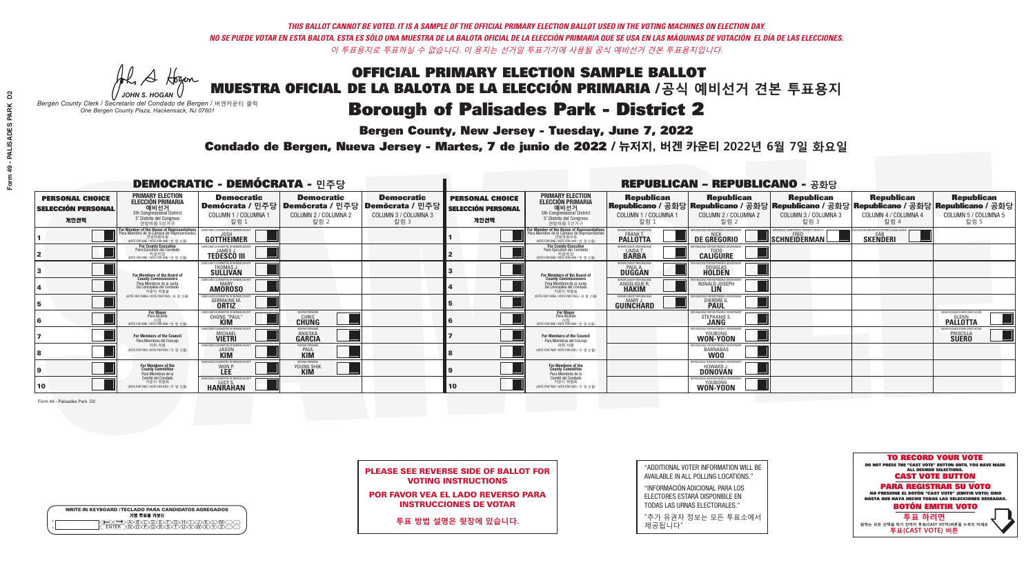*THIS BALLOT CANNOT BE VOTED. IT IS A SAMPLE OF THE OFFICIAL PRIMARY ELECTION BALLOT USED IN THE VOTING MACHINES ON ELECTION DAY.*
*NO SE PUEDE VOTAR EN ESTA BALOTA. ESTA ES SÓLO UNA MUESTRA DE LA BALOTA OFICIAL DE LA ELECCIÓN PRIMARIA QUE SE USA EN LAS MÁQUINAS DE VOTACIÓN EL DÍA DE LAS ELECCIONES.*
*이 투표용지로 투표하실 수 없습니다. 이 용지는 선거일 투표기기에 사용될 공식 예비선거 견본 투표용지입니다.*

JOHN S. HOGAN
Bergen County Clerk / Secretario del Condado de Bergen / 버겐카운티 클럭
One Bergen County Plaza, Hackensack, NJ 07601

# OFFICIAL PRIMARY ELECTION SAMPLE BALLOT
# MUESTRA OFICIAL DE LA BALOTA DE LA ELECCIÓN PRIMARIA /공식 예비선거 견본 투표용지
## Borough of Palisades Park - District 2

**Bergen County, New Jersey - Tuesday, June 7, 2022**
**Condado de Bergen, Nueva Jersey - Martes, 7 de junio de 2022 / 뉴저지, 버겐 카운티 2022년 6월 7일 화요일**

### DEMOCRATIC - DEMÓCRATA - 민주당

| PERSONAL CHOICE / SELECCIÓN PERSONAL / 개인선택 | PRIMARY ELECTION / ELECCIÓN PRIMARIA / 예비선거 | Democratic / Demócrata / 민주당 COLUMN 1 / COLUMNA 1 / 칼럼 1 | Democratic / Demócrata / 민주당 COLUMN 2 / COLUMNA 2 / 칼럼 2 | Democratic / Demócrata / 민주당 COLUMN 3 / COLUMNA 3 / 칼럼 3 |
|---|---|---|---|---|
| 1 | For Member of the House of Representatives / Para Miembro de la Cámara de Representantes / 연방하원의원 (VOTE FOR ONE / VOTE POR UNO / 한 명 선출) | JOSH GOTTHEIMER | | |
| 2 | For County Executive / Para Ejecutivo del Condado / 카운티장 (VOTE FOR ONE / VOTE POR UNO / 한 명 선출) | JAMES J. TEDESCO III | | |
| 3 | For Members of the Board of County Commissioners / Para Miembros de la Junta De Concejales del Condado / 카운티 위원들 (VOTE FOR THREE / VOTE POR TRES / 세 명 선출) | THOMAS J. SULLIVAN | | |
| 4 | | MARY AMOROSO | | |
| 5 | | GERMAINE M. ORTIZ | | |
| 6 | For Mayor / Para Alcalde / 시장 (VOTE FOR ONE / VOTE POR UNO / 한 명 선출) | CHONG "PAUL" KIM | CHRIS CHUNG | |
| 7 | For Members of the Council / Para Miembros del Concejo / 의회 의원 (VOTE FOR TWO / VOTE POR DOS / 두 명 선출) | MICHAEL VIETRI | ANIESKA GARCIA | |
| 8 | | JASON KIM | PAUL KIM | |
| 9 | For Members of the County Committee / Para Miembros de la Comité del Condado / 카운티 위원회 (VOTE FOR TWO / VOTE POR DOS / 두 명 선출) | WON P. LEE | YOUNG SHIK KIM | |
| 10 | | LUCY S. HANRAHAN | | |

### REPUBLICAN - REPUBLICANO - 공화당

| PERSONAL CHOICE / SELECCIÓN PERSONAL / 개인선택 | PRIMARY ELECTION / ELECCIÓN PRIMARIA / 예비선거 | Republican / Republicano / 공화당 COLUMN 1 / COLUMNA 1 / 칼럼 1 | Republican / Republicano / 공화당 COLUMN 2 / COLUMNA 2 / 칼럼 2 | Republican / Republicano / 공화당 COLUMN 3 / COLUMNA 3 / 칼럼 3 | Republican / Republicano / 공화당 COLUMN 4 / COLUMNA 4 / 칼럼 4 | Republican / Republicano / 공화당 COLUMN 5 / COLUMNA 5 / 칼럼 5 |
|---|---|---|---|---|---|---|
| 1 | For Member of the House of Representatives / Para Miembro de la Cámara de Representantes / 연방하원의원 (VOTE FOR ONE / VOTE POR UNO / 한 명 선출) | FRANK T. PALLOTTA | NICK DE GREGORIO | FRED SCHNEIDERMAN | SAB SKENDERI | |
| 2 | For County Executive / Para Ejecutivo del Condado / 카운티장 (VOTE FOR ONE / VOTE POR UNO / 한 명 선출) | LINDA T. BARBA | TODD CALIGUIRE | | | |
| 3 | For Members of the Board of County Commissioners / Para Miembros de la Junta De Concejales del Condado / 카운티 위원들 (VOTE FOR THREE / VOTE POR TRES / 세 명 선출) | PAUL A. DUGGAN | DOUGLAS HOLDEN | | | |
| 4 | | ANGELIQUE R. HAKIM | RONALD JOSEPH LIN | | | |
| 5 | | MARY J. GUINCHARD | DIERDRE G. PAUL | | | |
| 6 | For Mayor / Para Alcalde / 시장 (VOTE FOR ONE / VOTE POR UNO / 한 명 선출) | | STEPHANIE S. JANG | | | GLENN PALLOTTA |
| 7 | For Members of the Council / Para Miembros del Concejo / 의회 의원 (VOTE FOR TWO / VOTE POR DOS / 두 명 선출) | | YOUBONG WON-YOON | | | PRISCILLA SUERO |
| 8 | | | BARNABAS WOO | | | |
| 9 | For Members of the County Committee / Para Miembros de la Comité del Condado / 카운티 위원회 (VOTE FOR TWO / VOTE POR DOS / 두 명 선출) | | HOWARD J. DONOVAN | | | |
| 10 | | | YOUBONG WON-YOON | | | |

**PLEASE SEE REVERSE SIDE OF BALLOT FOR VOTING INSTRUCTIONS**

**POR FAVOR VEA EL LADO REVERSO PARA INSTRUCCIONES DE VOTAR**

**투표 방법 설명은 뒷장에 있습니다.**

"ADDITIONAL VOTER INFORMATION WILL BE AVAILABLE IN ALL POLLING LOCATIONS."

"INFORMACIÓN ADICIONAL PARA LOS ELECTORES ESTARÁ DISPONIBLE EN TODAS LAS URNAS ELECTORALES."

"추가 유권자 정보는 모든 투표소에서 제공됩니다"

**TO RECORD YOUR VOTE**
DO NOT PRESS THE "CAST VOTE" BUTTON UNTIL YOU HAVE MADE ALL DESIRED SELECTIONS.
**CAST VOTE BUTTON**

**PARA REGISTRAR SU VOTO**
NO PRESIONE EL BOTÓN "CAST VOTE" (EMITIR VOTO) SINO HASTA QUE HAYA HECHO TODAS LAS SELECCIONES DESEADAS.
**BOTÓN EMITIR VOTO**

**투표 하려면**
원하는 모든 선택을 하기 전까지 투표(CAST VOTE) 버튼을 누르지 마세요.
**투표(CAST VOTE) 버튼**

WRITE-IN KEYBOARD /TECLADO PARA CANDIDATOS AGREGADOS
기명 투표용 키보드

Form 49 - Palisades Park D2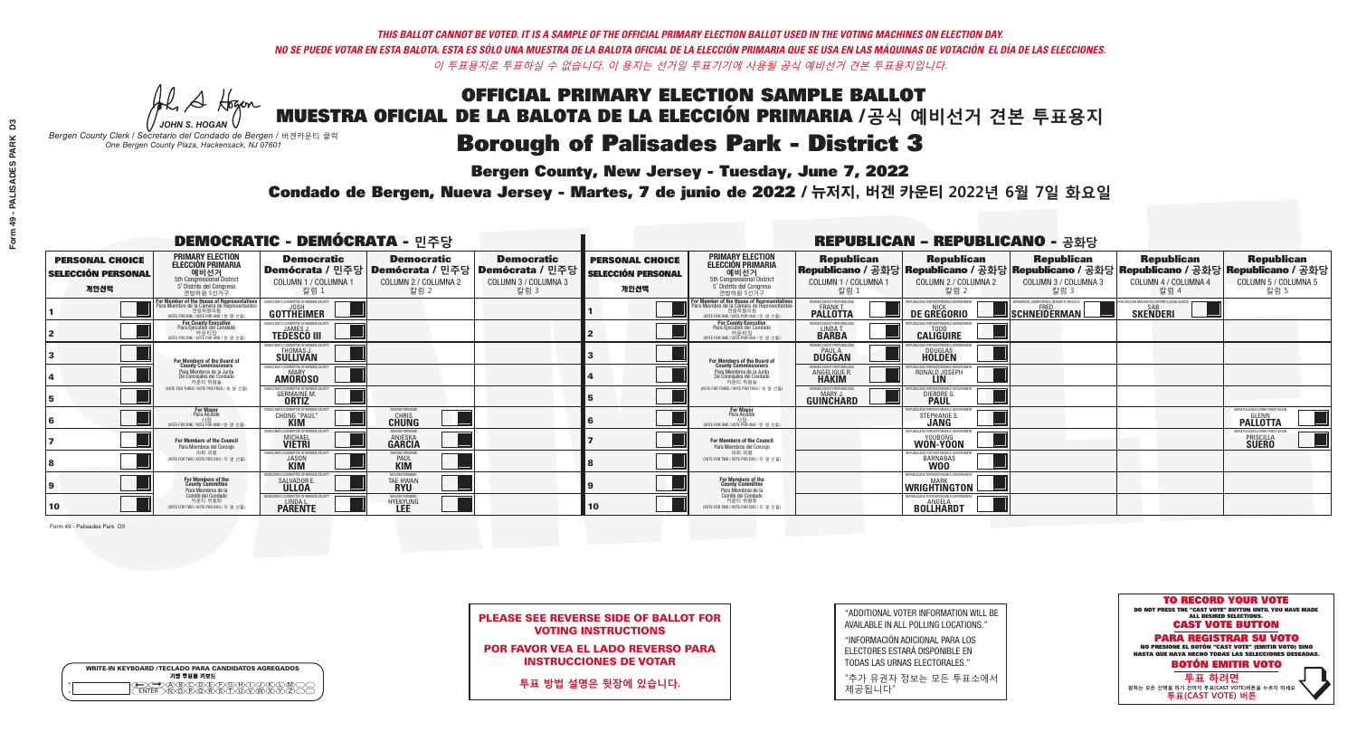THIS BALLOT CANNOT BE VOTED. IT IS A SAMPLE OF THE OFFICIAL PRIMARY ELECTION BALLOT USED IN THE VOTING MACHINES ON ELECTION DAY.
NO SE PUEDE VOTAR EN ESTA BALOTA. ESTA ES SÓLO UNA MUESTRA DE LA BALOTA OFICIAL DE LA ELECCIÓN PRIMARIA QUE SE USA EN LAS MÁQUINAS DE VOTACIÓN EL DÍA DE LAS ELECCIONES.
이 투표용지로 투표하실 수 없습니다. 이 용지는 선거일 투표기기에 사용될 공식 예비선거 견본 투표용지입니다.

JOHN S. HOGAN
Bergen County Clerk / Secretario del Condado de Bergen / 버겐카운티 클럭
One Bergen County Plaza, Hackensack, NJ 07601

# OFFICIAL PRIMARY ELECTION SAMPLE BALLOT
# MUESTRA OFICIAL DE LA BALOTA DE LA ELECCIÓN PRIMARIA /공식 예비선거 견본 투표용지
# Borough of Palisades Park - District 3

**Bergen County, New Jersey - Tuesday, June 7, 2022**

**Condado de Bergen, Nueva Jersey - Martes, 7 de junio de 2022 / 뉴저지, 버겐 카운티 2022년 6월 7일 화요일**

## DEMOCRATIC - DEMÓCRATA - 민주당

| | PRIMARY ELECTION / ELECCIÓN PRIMARIA / 예비선거 | Democratic / Demócrata / 민주당 COLUMN 1 / COLUMNA 1 / 칼럼 1 | Democratic / Demócrata / 민주당 COLUMN 2 / COLUMNA 2 / 칼럼 2 | Democratic / Demócrata / 민주당 COLUMN 3 / COLUMNA 3 / 칼럼 3 |
|---|---|---|---|---|
| 1 | For Member of the House of Representatives / Para Miembro de la Cámara de Representantes / 연방하원의원 5th Congressional District (VOTE FOR ONE / VOTE POR UNO / 한 명 선출) | JOSH GOTTHEIMER | | |
| 2 | For County Executive / Para Ejecutivo del Condado / 카운티장 (VOTE FOR ONE / VOTE POR UNO / 한 명 선출) | JAMES J. TEDESCO III | | |
| 3 | For Members of the Board of County Commissioners / Para Miembros de la Junta De Concejales del Condado / 카운티 위원들 (VOTE FOR THREE / VOTE POR TRES / 세 명 선출) | THOMAS J. SULLIVAN | | |
| 4 | | MARY AMOROSO | | |
| 5 | | GERMAINE M. ORTIZ | | |
| 6 | For Mayor / Para Alcalde / 시장 (VOTE FOR ONE / VOTE POR UNO / 한 명 선출) | CHONG "PAUL" KIM | CHRIS CHUNG | |
| 7 | For Members of the Council / Para Miembros del Concejo / 의회 의원 (VOTE FOR TWO / VOTE POR DOS / 두 명 선출) | MICHAEL VIETRI | ANIESKA GARCIA | |
| 8 | | JASON KIM | PAUL KIM | |
| 9 | For Members of the County Committee / Para Miembros de la Comité del Condado / 카운티 위원회 (VOTE FOR TWO / VOTE POR DOS / 두 명 선출) | SALVADOR E. ULLOA | TAE HWAN RYU | |
| 10 | | LINDA L. PARENTE | HYEKYUNG LEE | |

## REPUBLICAN - REPUBLICANO - 공화당

| | PRIMARY ELECTION / ELECCIÓN PRIMARIA / 예비선거 | Republican / Republicano / 공화당 COLUMN 1 / COLUMNA 1 / 칼럼 1 | Republican / Republicano / 공화당 COLUMN 2 / COLUMNA 2 / 칼럼 2 | Republican / Republicano / 공화당 COLUMN 3 / COLUMNA 3 / 칼럼 3 | Republican / Republicano / 공화당 COLUMN 4 / COLUMNA 4 / 칼럼 4 | Republican / Republicano / 공화당 COLUMN 5 / COLUMNA 5 / 칼럼 5 |
|---|---|---|---|---|---|---|
| 1 | For Member of the House of Representatives / Para Miembro de la Cámara de Representantes / 연방하원의원 5th Congressional District (VOTE FOR ONE / VOTE POR UNO / 한 명 선출) | FRANK T. PALLOTTA | NICK DE GREGORIO | FRED SCHNEIDERMAN | SAB SKENDERI | |
| 2 | For County Executive / Para Ejecutivo del Condado / 카운티장 (VOTE FOR ONE / VOTE POR UNO / 한 명 선출) | LINDA T. BARBA | TODD CALIGUIRE | | | |
| 3 | For Members of the Board of County Commissioners / Para Miembros de la Junta De Concejales del Condado / 카운티 위원들 (VOTE FOR THREE / VOTE POR TRES / 세 명 선출) | PAUL A. DUGGAN | DOUGLAS HOLDEN | | | |
| 4 | | ANGELIQUE R. HAKIM | RONALD JOSEPH LIN | | | |
| 5 | | MARY J. GUINCHARD | DIERDRE G. PAUL | | | |
| 6 | For Mayor / Para Alcalde / 시장 (VOTE FOR ONE / VOTE POR UNO / 한 명 선출) | | STEPHANIE S. JANG | | | GLENN PALLOTTA |
| 7 | For Members of the Council / Para Miembros del Concejo / 의회 의원 (VOTE FOR TWO / VOTE POR DOS / 두 명 선출) | | YOUBONG WON-YOON | | | PRISCILLA SUERO |
| 8 | | | BARNABAS WOO | | | |
| 9 | For Members of the County Committee / Para Miembros de la Comité del Condado / 카운티 위원회 (VOTE FOR TWO / VOTE POR DOS / 두 명 선출) | | MARK WRIGHTINGTON | | | |
| 10 | | | ANGELA BOLLHARDT | | | |

Form 49 - Palisades Park D3

**PLEASE SEE REVERSE SIDE OF BALLOT FOR VOTING INSTRUCTIONS**

**POR FAVOR VEA EL LADO REVERSO PARA INSTRUCCIONES DE VOTAR**

**투표 방법 설명은 뒷장에 있습니다.**

"ADDITIONAL VOTER INFORMATION WILL BE AVAILABLE IN ALL POLLING LOCATIONS."

"INFORMACIÓN ADICIONAL PARA LOS ELECTORES ESTARÁ DISPONIBLE EN TODAS LAS URNAS ELECTORALES."

"추가 유권자 정보는 모든 투표소에서 제공됩니다"

WRITE-IN KEYBOARD /TECLADO PARA CANDIDATOS AGREGADOS
기명 투표용 키보드

**TO RECORD YOUR VOTE**
DO NOT PRESS THE "CAST VOTE" BUTTON UNTIL YOU HAVE MADE ALL DESIRED SELECTIONS.
**CAST VOTE BUTTON**
**PARA REGISTRAR SU VOTO**
NO PRESIONE EL BOTÓN "CAST VOTE" (EMITIR VOTO) SINO HASTA QUE HAYA HECHO TODAS LAS SELECCIONES DESEADAS.
**BOTÓN EMITIR VOTO**
**투표 하려면**
원하는 모든 선택을 하기 전까지 투표(CAST VOTE)버튼을 누르지 마세요
**투표(CAST VOTE) 버튼**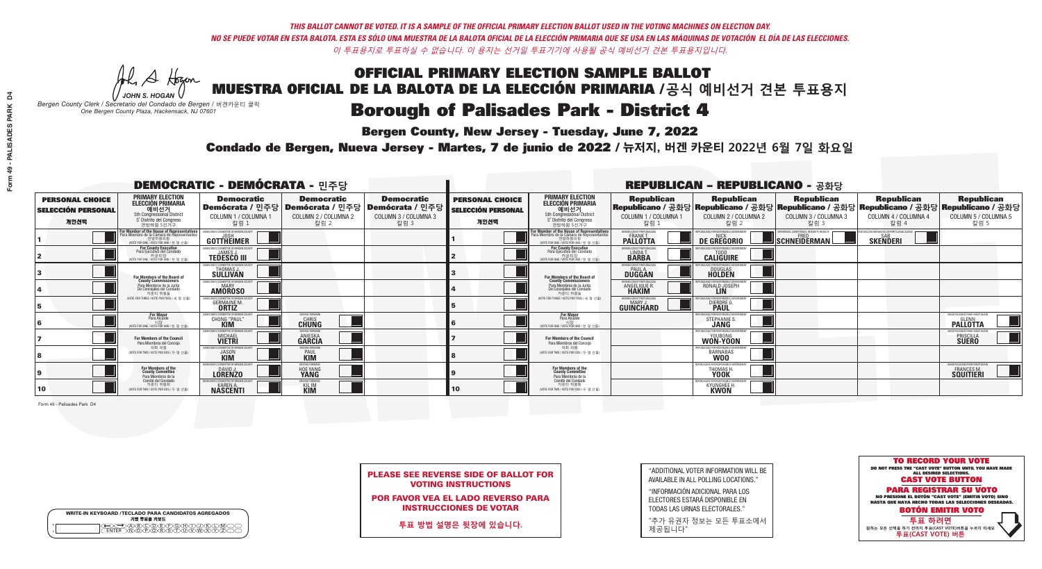THIS BALLOT CANNOT BE VOTED. IT IS A SAMPLE OF THE OFFICIAL PRIMARY ELECTION BALLOT USED IN THE VOTING MACHINES ON ELECTION DAY.
NO SE PUEDE VOTAR EN ESTA BALOTA. ESTA ES SÓLO UNA MUESTRA DE LA BALOTA OFICIAL DE LA ELECCIÓN PRIMARIA QUE SE USA EN LAS MÁQUINAS DE VOTACIÓN EL DÍA DE LAS ELECCIONES.
이 투표용지로 투표하실 수 없습니다. 이 용지는 선거일 투표기기에 사용될 공식 예비선거 견본 투표용지입니다.

JOHN S. HOGAN
Bergen County Clerk / Secretario del Condado de Bergen / 버겐카운티 클럭
One Bergen County Plaza, Hackensack, NJ 07601

# OFFICIAL PRIMARY ELECTION SAMPLE BALLOT
# MUESTRA OFICIAL DE LA BALOTA DE LA ELECCIÓN PRIMARIA /공식 예비선거 견본 투표용지
# Borough of Palisades Park - District 4

**Bergen County, New Jersey - Tuesday, June 7, 2022**

**Condado de Bergen, Nueva Jersey - Martes, 7 de junio de 2022 / 뉴저지, 버겐 카운티 2022년 6월 7일 화요일**

## DEMOCRATIC - DEMÓCRATA - 민주당

| | PERSONAL CHOICE / SELECCIÓN PERSONAL / 개인선택 | Office | Democratic / Demócrata / 민주당 COLUMN 1 / COLUMNA 1 / 칼럼 1 | Democratic / Demócrata / 민주당 COLUMN 2 / COLUMNA 2 / 칼럼 2 | Democratic / Demócrata / 민주당 COLUMN 3 / COLUMNA 3 / 칼럼 3 |
|---|---|---|---|---|---|
| 1 | | For Member of the House of Representatives / Para Miembro de la Cámara de Representantes / 연방하원의원 (5th Congressional District / 5° Distrito del Congreso / 연방하원 5선거구) (VOTE FOR ONE / VOTE POR UNO / 한 명 선출) | JOSH GOTTHEIMER | | |
| 2 | | For County Executive / Para Ejecutivo del Condado / 카운티장 (VOTE FOR ONE / VOTE POR UNO / 한 명 선출) | JAMES J. TEDESCO III | | |
| 3 | | For Members of the Board of County Commissioners / Para Miembros de la Junta De Concejales del Condado / 카운티 위원들 (VOTE FOR THREE / VOTE POR TRES / 세 명 선출) | THOMAS J. SULLIVAN | | |
| 4 | | | MARY AMOROSO | | |
| 5 | | | GERMAINE M. ORTIZ | | |
| 6 | | For Mayor / Para Alcalde / 시장 (VOTE FOR ONE / VOTE POR UNO / 한 명 선출) | CHONG "PAUL" KIM | CHRIS CHUNG | |
| 7 | | For Members of the Council / Para Miembros del Concejo / 의회 의원 (VOTE FOR TWO / VOTE POR DOS / 두 명 선출) | MICHAEL VIETRI | ANIESKA GARCIA | |
| 8 | | | JASON KIM | PAUL KIM | |
| 9 | | For Members of the County Committee / Para Miembros de la Comité del Condado / 카운티 위원회 (VOTE FOR TWO / VOTE POR DOS / 두 명 선출) | DAVID J. LORENZO | HOE YANG YANG | |
| 10 | | | KAREN A. NASCENTI | KIL IM KIM | |

## REPUBLICAN - REPUBLICANO - 공화당

| | PERSONAL CHOICE / SELECCIÓN PERSONAL / 개인선택 | Office | Republican / Republicano / 공화당 COLUMN 1 / COLUMNA 1 / 칼럼 1 | Republican / Republicano / 공화당 COLUMN 2 / COLUMNA 2 / 칼럼 2 | Republican / Republicano / 공화당 COLUMN 3 / COLUMNA 3 / 칼럼 3 | Republican / Republicano / 공화당 COLUMN 4 / COLUMNA 4 / 칼럼 4 | Republican / Republicano / 공화당 COLUMN 5 / COLUMNA 5 / 칼럼 5 |
|---|---|---|---|---|---|---|---|
| 1 | | For Member of the House of Representatives / Para Miembro de la Cámara de Representantes / 연방하원의원 (5th Congressional District / 5° Distrito del Congreso / 연방하원 5선거구) (VOTE FOR ONE / VOTE POR UNO / 한 명 선출) | FRANK T. PALLOTTA | NICK DE GREGORIO | FRED SCHNEIDERMAN | SAB SKENDERI | |
| 2 | | For County Executive / Para Ejecutivo del Condado / 카운티장 (VOTE FOR ONE / VOTE POR UNO / 한 명 선출) | LINDA T. BARBA | TODD CALIGUIRE | | | |
| 3 | | For Members of the Board of County Commissioners / Para Miembros de la Junta De Concejales del Condado / 카운티 위원들 (VOTE FOR THREE / VOTE POR TRES / 세 명 선출) | PAUL A. DUGGAN | DOUGLAS HOLDEN | | | |
| 4 | | | ANGELIQUE R. HAKIM | RONALD JOSEPH LIN | | | |
| 5 | | | MARY J. GUINCHARD | DIERDRE G. PAUL | | | |
| 6 | | For Mayor / Para Alcalde / 시장 (VOTE FOR ONE / VOTE POR UNO / 한 명 선출) | | STEPHANIE S. JANG | | | GLENN PALLOTTA |
| 7 | | For Members of the Council / Para Miembros del Concejo / 의회 의원 (VOTE FOR TWO / VOTE POR DOS / 두 명 선출) | | YOUBONG WON-YOON | | | PRISCILLA SUERO |
| 8 | | | | BARNABAS WOO | | | |
| 9 | | For Members of the County Committee / Para Miembros de la Comité del Condado / 카운티 위원회 (VOTE FOR TWO / VOTE POR DOS / 두 명 선출) | | THOMAS H. YOOK | | | FRANCES M. SQUITIERI |
| 10 | | | | KYUNGHEE H. KWON | | | |

Form 49 - Palisades Park D4

**PLEASE SEE REVERSE SIDE OF BALLOT FOR VOTING INSTRUCTIONS**

**POR FAVOR VEA EL LADO REVERSO PARA INSTRUCCIONES DE VOTAR**

**투표 방법 설명은 뒷장에 있습니다.**

"ADDITIONAL VOTER INFORMATION WILL BE AVAILABLE IN ALL POLLING LOCATIONS."

"INFORMACIÓN ADICIONAL PARA LOS ELECTORES ESTARÁ DISPONIBLE EN TODAS LAS URNAS ELECTORALES."

"추가 유권자 정보는 모든 투표소에서 제공됩니다"

**TO RECORD YOUR VOTE**
DO NOT PRESS THE "CAST VOTE" BUTTON UNTIL YOU HAVE MADE ALL DESIRED SELECTIONS.
**CAST VOTE BUTTON**

**PARA REGISTRAR SU VOTO**
NO PRESIONE EL BOTÓN "CAST VOTE" (EMITIR VOTO) SINO HASTA QUE HAYA HECHO TODAS LAS SELECCIONES DESEADAS.
**BOTÓN EMITIR VOTO**

**투표 하려면**
원하는 모든 선택을 하기 전까지 투표(CAST VOTE)버튼을 누르지 마세요
**투표(CAST VOTE) 버튼**

WRITE-IN KEYBOARD /TECLADO PARA CANDIDATOS AGREGADOS
기명 투표용 키보드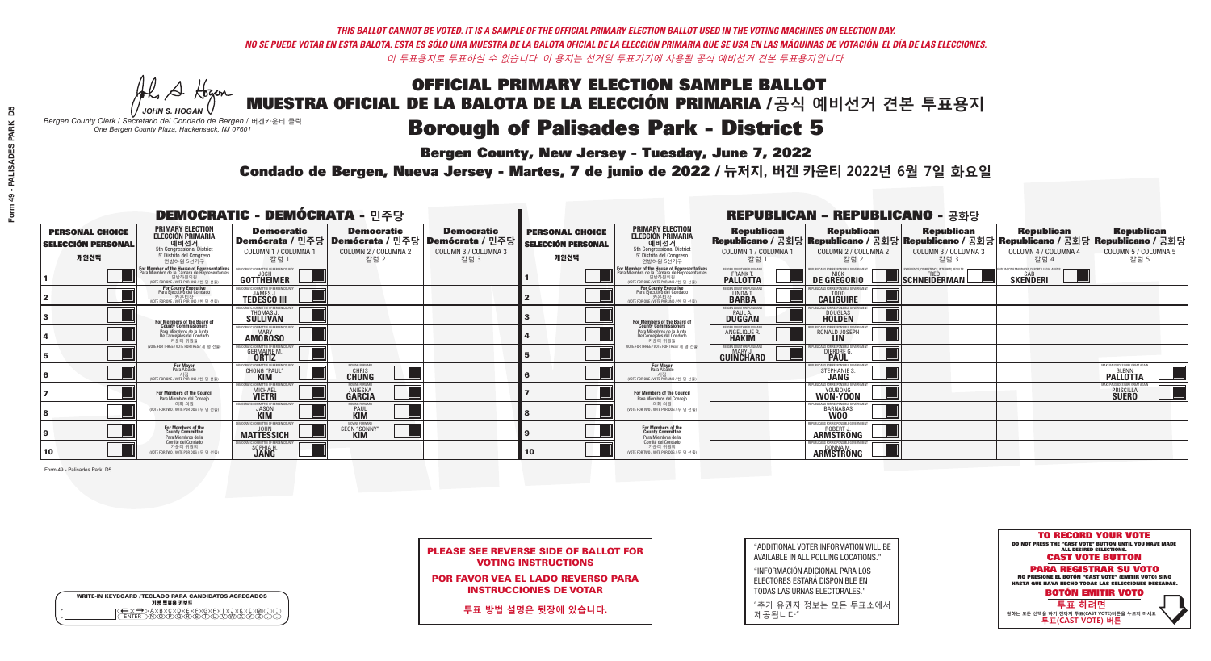*THIS BALLOT CANNOT BE VOTED. IT IS A SAMPLE OF THE OFFICIAL PRIMARY ELECTION BALLOT USED IN THE VOTING MACHINES ON ELECTION DAY.*
*NO SE PUEDE VOTAR EN ESTA BALOTA. ESTA ES SÓLO UNA MUESTRA DE LA BALOTA OFICIAL DE LA ELECCIÓN PRIMARIA QUE SE USA EN LAS MÁQUINAS DE VOTACIÓN EL DÍA DE LAS ELECCIONES.*
*이 투표용지로 투표하실 수 없습니다. 이 용지는 선거일 투표기기에 사용될 공식 예비선거 견본 투표용지입니다.*

JOHN S. HOGAN
Bergen County Clerk / Secretario del Condado de Bergen / 버겐카운티 클럭
One Bergen County Plaza, Hackensack, NJ 07601

# OFFICIAL PRIMARY ELECTION SAMPLE BALLOT
# MUESTRA OFICIAL DE LA BALOTA DE LA ELECCIÓN PRIMARIA /공식 예비선거 견본 투표용지
# Borough of Palisades Park - District 5

**Bergen County, New Jersey - Tuesday, June 7, 2022**

**Condado de Bergen, Nueva Jersey - Martes, 7 de junio de 2022 / 뉴저지, 버겐 카운티 2022년 6월 7일 화요일**

## DEMOCRATIC - DEMÓCRATA - 민주당

| PERSONAL CHOICE / SELECCIÓN PERSONAL / 개인선택 | PRIMARY ELECTION / ELECCIÓN PRIMARIA / 예비선거 5th Congressional District / 5° Distrito del Congreso / 연방하원 5선거구 | Democratic / Demócrata / 민주당 COLUMN 1 / COLUMNA 1 / 칼럼 1 | Democratic / Demócrata / 민주당 COLUMN 2 / COLUMNA 2 / 칼럼 2 | Democratic / Demócrata / 민주당 COLUMN 3 / COLUMNA 3 / 칼럼 3 |
|---|---|---|---|---|
| 1 | For Member of the House of Representatives / Para Miembro de la Cámara de Representantes / 연방하원의원 (VOTE FOR ONE / VOTE POR UNO / 한 명 선출) | JOSH GOTTHEIMER | | |
| 2 | For County Executive / Para Ejecutivo del Condado / 카운티장 (VOTE FOR ONE / VOTE POR UNO / 한 명 선출) | JAMES J. TEDESCO III | | |
| 3 | For Members of the Board of County Commissioners / Para Miembros de la Junta De Concejales del Condado / 카운티 위원들 (VOTE FOR THREE / VOTE POR TRES / 세 명 선출) | THOMAS J. SULLIVAN | | |
| 4 | | MARY AMOROSO | | |
| 5 | | GERMAINE M. ORTIZ | | |
| 6 | For Mayor / Para Alcalde / 시장 (VOTE FOR ONE / VOTE POR UNO / 한 명 선출) | CHONG "PAUL" KIM | CHRIS CHUNG | |
| 7 | For Members of the Council / Para Miembros del Concejo / 의회 의원 (VOTE FOR TWO / VOTE POR DOS / 두 명 선출) | MICHAEL VIETRI | ANIESKA GARCIA | |
| 8 | | JASON KIM | PAUL KIM | |
| 9 | For Members of the County Committee / Para Miembros de la Comité del Condado / 카운티 위원회 (VOTE FOR TWO / VOTE POR DOS / 두 명 선출) | JOHN MATTESSICH | SEON "SONNY" KIM | |
| 10 | | SOPHIA H. JANG | | |

## REPUBLICAN - REPUBLICANO - 공화당

| PERSONAL CHOICE / SELECCIÓN PERSONAL / 개인선택 | PRIMARY ELECTION / ELECCIÓN PRIMARIA / 예비선거 5th Congressional District / 5° Distrito del Congreso / 연방하원 5선거구 | Republican / Republicano / 공화당 COLUMN 1 / COLUMNA 1 / 칼럼 1 | Republican / Republicano / 공화당 COLUMN 2 / COLUMNA 2 / 칼럼 2 | Republican / Republicano / 공화당 COLUMN 3 / COLUMNA 3 / 칼럼 3 | Republican / Republicano / 공화당 COLUMN 4 / COLUMNA 4 / 칼럼 4 | Republican / Republicano / 공화당 COLUMN 5 / COLUMNA 5 / 칼럼 5 |
|---|---|---|---|---|---|---|
| 1 | For Member of the House of Representatives / Para Miembro de la Cámara de Representantes / 연방하원의원 (VOTE FOR ONE / VOTE POR UNO / 한 명 선출) | FRANK T. PALLOTTA | NICK DE GREGORIO | FRED SCHNEIDERMAN | SAB SKENDERI | |
| 2 | For County Executive / Para Ejecutivo del Condado / 카운티장 (VOTE FOR ONE / VOTE POR UNO / 한 명 선출) | LINDA T. BARBA | TODD CALIGUIRE | | | |
| 3 | For Members of the Board of County Commissioners / Para Miembros de la Junta De Concejales del Condado / 카운티 위원들 (VOTE FOR THREE / VOTE POR TRES / 세 명 선출) | PAUL A. DUGGAN | DOUGLAS HOLDEN | | | |
| 4 | | ANGELIQUE R. HAKIM | RONALD JOSEPH LIN | | | |
| 5 | | MARY J. GUINCHARD | DIERDRE G. PAUL | | | |
| 6 | For Mayor / Para Alcalde / 시장 (VOTE FOR ONE / VOTE POR UNO / 한 명 선출) | | STEPHANIE S. JANG | | | GLENN PALLOTTA |
| 7 | For Members of the Council / Para Miembros del Concejo / 의회 의원 (VOTE FOR TWO / VOTE POR DOS / 두 명 선출) | | YOUBONG WON-YOON | | | PRISCILLA SUERO |
| 8 | | | BARNABAS WOO | | | |
| 9 | For Members of the County Committee / Para Miembros de la Comité del Condado / 카운티 위원회 (VOTE FOR TWO / VOTE POR DOS / 두 명 선출) | | ROBERT J. ARMSTRONG | | | |
| 10 | | | DONNA M. ARMSTRONG | | | |

Form 49 - Palisades Park D5

**PLEASE SEE REVERSE SIDE OF BALLOT FOR VOTING INSTRUCTIONS**

**POR FAVOR VEA EL LADO REVERSO PARA INSTRUCCIONES DE VOTAR**

**투표 방법 설명은 뒷장에 있습니다.**

"ADDITIONAL VOTER INFORMATION WILL BE AVAILABLE IN ALL POLLING LOCATIONS."

"INFORMACIÓN ADICIONAL PARA LOS ELECTORES ESTARÁ DISPONIBLE EN TODAS LAS URNAS ELECTORALES."

"추가 유권자 정보는 모든 투표소에서 제공됩니다"

WRITE-IN KEYBOARD /TECLADO PARA CANDIDATOS AGREGADOS
기명 투표용 키보드

**TO RECORD YOUR VOTE**
DO NOT PRESS THE "CAST VOTE" BUTTON UNTIL YOU HAVE MADE ALL DESIRED SELECTIONS.
**CAST VOTE BUTTON**

**PARA REGISTRAR SU VOTO**
NO PRESIONE EL BOTÓN "CAST VOTE" (EMITIR VOTO) SINO HASTA QUE HAYA HECHO TODAS LAS SELECCIONES DESEADAS.
**BOTÓN EMITIR VOTO**

**투표 하려면**
원하는 모든 선택을 하기 전까지 투표(CAST VOTE)버튼을 누르지 마세요.
**투표(CAST VOTE) 버튼**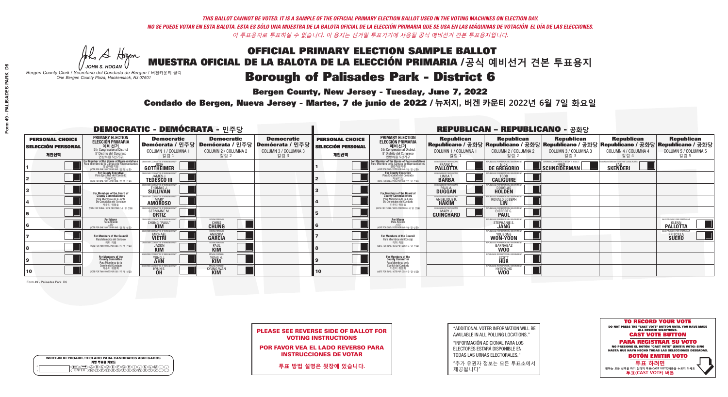*THIS BALLOT CANNOT BE VOTED. IT IS A SAMPLE OF THE OFFICIAL PRIMARY ELECTION BALLOT USED IN THE VOTING MACHINES ON ELECTION DAY.*
*NO SE PUEDE VOTAR EN ESTA BALOTA. ESTA ES SÓLO UNA MUESTRA DE LA BALOTA OFICIAL DE LA ELECCIÓN PRIMARIA QUE SE USA EN LAS MÁQUINAS DE VOTACIÓN EL DÍA DE LAS ELECCIONES.*
*이 투표용지로 투표하실 수 없습니다. 이 용지는 선거일 투표기기에 사용될 공식 예비선거 견본 투표용지입니다.*

JOHN S. HOGAN
*Bergen County Clerk / Secretario del Condado de Bergen / 버겐카운티 클럭*
*One Bergen County Plaza, Hackensack, NJ 07601*

# OFFICIAL PRIMARY ELECTION SAMPLE BALLOT
# MUESTRA OFICIAL DE LA BALOTA DE LA ELECCIÓN PRIMARIA /공식 예비선거 견본 투표용지
# Borough of Palisades Park - District 6

**Bergen County, New Jersey - Tuesday, June 7, 2022**

**Condado de Bergen, Nueva Jersey - Martes, 7 de junio de 2022 / 뉴저지, 버겐 카운티 2022년 6월 7일 화요일**

## DEMOCRATIC - DEMÓCRATA - 민주당

| | PRIMARY ELECTION / ELECCIÓN PRIMARIA / 예비선거 (5th Congressional District / 5° Distrito del Congreso / 연방하원 5선거구) | Democratic / Demócrata / 민주당 COLUMN 1 / COLUMNA 1 / 칼럼 1 | Democratic / Demócrata / 민주당 COLUMN 2 / COLUMNA 2 / 칼럼 2 | Democratic / Demócrata / 민주당 COLUMN 3 / COLUMNA 3 / 칼럼 3 |
|---|---|---|---|---|
| 1 | For Member of the House of Representatives / Para Miembro de la Cámara de Representantes / 연방하원의원 (VOTE FOR ONE / VOTE POR UNO / 한 명 선출) | JOSH GOTTHEIMER (Democratic Committee of Bergen County) | | |
| 2 | For County Executive / Para Ejecutivo del Condado / 카운티장 (VOTE FOR ONE / VOTE POR UNO / 한 명 선출) | JAMES J. TEDESCO III (Democratic Committee of Bergen County) | | |
| 3 | For Members of the Board of County Commissioners / Para Miembros de la Junta De Concejales del Condado / 카운티 위원들 (VOTE FOR THREE / VOTE POR TRES / 세 명 선출) | THOMAS J. SULLIVAN (Democratic Committee of Bergen County) | | |
| 4 | | MARY AMOROSO (Democratic Committee of Bergen County) | | |
| 5 | | GERMAINE M. ORTIZ (Democratic Committee of Bergen County) | | |
| 6 | For Mayor / Para Alcalde / 시장 (VOTE FOR ONE / VOTE POR UNO / 한 명 선출) | CHONG "PAUL" KIM (Democratic Committee of Bergen County) | CHRIS CHUNG (Moving Forward) | |
| 7 | For Members of the Council / Para Miembros del Concejo / 의회 의원 (VOTE FOR TWO / VOTE POR DOS / 두 명 선출) | MICHAEL VIETRI (Democratic Committee of Bergen County) | ANIESKA GARCIA (Moving Forward) | |
| 8 | | JASON KIM (Democratic Committee of Bergen County) | PAUL KIM (Moving Forward) | |
| 9 | For Members of the County Committee / Para Miembros de la Comité del Condado / 카운티 위원회 (VOTE FOR TWO / VOTE POR DOS / 두 명 선출) | YONG J. AHN (Democratic Committee of Bergen County) | YONG H. KIM (Moving Forward) | |
| 10 | | HYUN E. OH (Democratic Committee of Bergen County) | KYUNG-WAN KIM (Moving Forward) | |

PERSONAL CHOICE / SELECCIÓN PERSONAL / 개인선택

## REPUBLICAN - REPUBLICANO - 공화당

| | PRIMARY ELECTION / ELECCIÓN PRIMARIA / 예비선거 (5th Congressional District / 5° Distrito del Congreso / 연방하원 5선거구) | Republican / Republicano / 공화당 COLUMN 1 / COLUMNA 1 / 칼럼 1 | Republican / Republicano / 공화당 COLUMN 2 / COLUMNA 2 / 칼럼 2 | Republican / Republicano / 공화당 COLUMN 3 / COLUMNA 3 / 칼럼 3 | Republican / Republicano / 공화당 COLUMN 4 / COLUMNA 4 / 칼럼 4 | Republican / Republicano / 공화당 COLUMN 5 / COLUMNA 5 / 칼럼 5 |
|---|---|---|---|---|---|---|
| 1 | For Member of the House of Representatives / Para Miembro de la Cámara de Representantes / 연방하원의원 (VOTE FOR ONE / VOTE POR UNO / 한 명 선출) | FRANK T. PALLOTTA (Bergen County Republicans) | NICK DE GREGORIO (Republicans for Responsible Government) | FRED SCHNEIDERMAN (Experience, Competence, Integrity Results) | SAB SKENDERI (Vaccine Mandates, Deport Illegal Aliens) | |
| 2 | For County Executive / Para Ejecutivo del Condado / 카운티장 (VOTE FOR ONE / VOTE POR UNO / 한 명 선출) | LINDA T. BARBA (Bergen County Republicans) | TODD CALIGUIRE (Republicans for Responsible Government) | | | |
| 3 | For Members of the Board of County Commissioners / Para Miembros de la Junta De Concejales del Condado / 카운티 위원들 (VOTE FOR THREE / VOTE POR TRES / 세 명 선출) | PAUL A. DUGGAN (Bergen County Republicans) | DOUGLAS HOLDEN (Republicans for Responsible Government) | | | |
| 4 | | ANGELIQUE R. HAKIM (Bergen County Republicans) | RONALD JOSEPH LIN (Republicans for Responsible Government) | | | |
| 5 | | MARY J. GUINCHARD (Bergen County Republicans) | DIERDRE G. PAUL (Republicans for Responsible Government) | | | |
| 6 | For Mayor / Para Alcalde / 시장 (VOTE FOR ONE / VOTE POR UNO / 한 명 선출) | | STEPHANIE S. JANG (Republicans for Responsible Government) | | | GLENN PALLOTTA (Make Palisades Park Great Again) |
| 7 | For Members of the Council / Para Miembros del Concejo / 의회 의원 (VOTE FOR TWO / VOTE POR DOS / 두 명 선출) | | YOUBONG WON-YOON (Republicans for Responsible Government) | | | PRISCILLA SUERO (Make Palisades Park Great Again) |
| 8 | | | BARNABAS WOO (Republicans for Responsible Government) | | | |
| 9 | For Members of the County Committee / Para Miembros de la Comité del Condado / 카운티 위원회 (VOTE FOR TWO / VOTE POR DOS / 두 명 선출) | | SCOTT HUR (Republicans for Responsible Government) | | | |
| 10 | | | HYEKYUNG WOO (Republicans for Responsible Government) | | | |

PERSONAL CHOICE / SELECCIÓN PERSONAL / 개인선택

Form 49 - Palisades Park D6

**WRITE-IN KEYBOARD /TECLADO PARA CANDIDATOS AGREGADOS / 기명 투표용 키보드**

**PLEASE SEE REVERSE SIDE OF BALLOT FOR VOTING INSTRUCTIONS**

**POR FAVOR VEA EL LADO REVERSO PARA INSTRUCCIONES DE VOTAR**

**투표 방법 설명은 뒷장에 있습니다.**

"ADDITIONAL VOTER INFORMATION WILL BE AVAILABLE IN ALL POLLING LOCATIONS."

"INFORMACIÓN ADICIONAL PARA LOS ELECTORES ESTARÁ DISPONIBLE EN TODAS LAS URNAS ELECTORALES."

"추가 유권자 정보는 모든 투표소에서 제공됩니다"

**TO RECORD YOUR VOTE**
DO NOT PRESS THE "CAST VOTE" BUTTON UNTIL YOU HAVE MADE ALL DESIRED SELECTIONS.
**CAST VOTE BUTTON**

**PARA REGISTRAR SU VOTO**
NO PRESIONE EL BOTÓN "CAST VOTE" (EMITIR VOTO) SINO HASTA QUE HAYA HECHO TODAS LAS SELECCIONES DESEADAS.
**BOTÓN EMITIR VOTO**

**투표 하려면**
원하는 모든 선택을 하기 전까지 투표(CAST VOTE)버튼을 누르지 마세요
**투표(CAST VOTE) 버튼**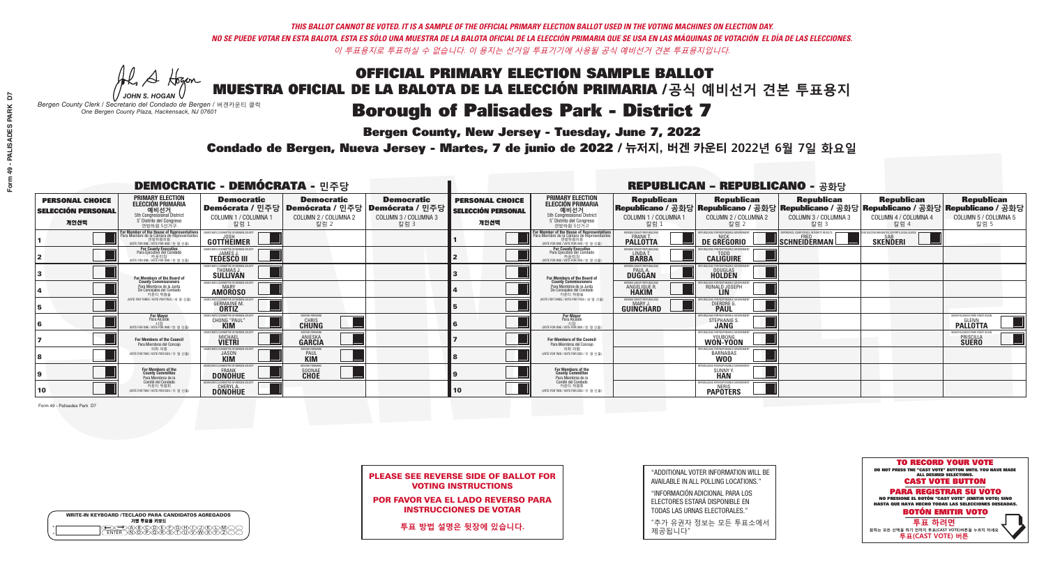*THIS BALLOT CANNOT BE VOTED. IT IS A SAMPLE OF THE OFFICIAL PRIMARY ELECTION BALLOT USED IN THE VOTING MACHINES ON ELECTION DAY.*
*NO SE PUEDE VOTAR EN ESTA BALOTA. ESTA ES SÓLO UNA MUESTRA DE LA BALOTA OFICIAL DE LA ELECCIÓN PRIMARIA QUE SE USA EN LAS MÁQUINAS DE VOTACIÓN EL DÍA DE LAS ELECCIONES.*
*이 투표용지로 투표하실 수 없습니다. 이 용지는 선거일 투표기기에 사용될 공식 예비선거 견본 투표용지입니다.*

JOHN S. HOGAN
*Bergen County Clerk / Secretario del Condado de Bergen / 버겐카운티 클럭*
*One Bergen County Plaza, Hackensack, NJ 07601*

# OFFICIAL PRIMARY ELECTION SAMPLE BALLOT
# MUESTRA OFICIAL DE LA BALOTA DE LA ELECCIÓN PRIMARIA /공식 예비선거 견본 투표용지
# Borough of Palisades Park - District 7

**Bergen County, New Jersey - Tuesday, June 7, 2022**

**Condado de Bergen, Nueva Jersey - Martes, 7 de junio de 2022 / 뉴저지, 버겐 카운티 2022년 6월 7일 화요일**

## DEMOCRATIC - DEMÓCRATA - 민주당

| PERSONAL CHOICE / SELECCIÓN PERSONAL / 개인선택 | PRIMARY ELECTION / ELECCIÓN PRIMARIA / 예비선거 | Democratic / Demócrata / 민주당 COLUMN 1 / COLUMNA 1 / 칼럼 1 | Democratic / Demócrata / 민주당 COLUMN 2 / COLUMNA 2 / 칼럼 2 | Democratic / Demócrata / 민주당 COLUMN 3 / COLUMNA 3 / 칼럼 3 |
|---|---|---|---|---|
| 1 | For Member of the House of Representatives (5th Congressional District) (VOTE FOR ONE) | JOSH GOTTHEIMER | | |
| 2 | For County Executive (VOTE FOR ONE) | JAMES J. TEDESCO III | | |
| 3 | For Members of the Board of County Commissioners (VOTE FOR THREE) | THOMAS J. SULLIVAN | | |
| 4 | | MARY AMOROSO | | |
| 5 | | GERMAINE M. ORTIZ | | |
| 6 | For Mayor (VOTE FOR ONE) | CHONG "PAUL" KIM | CHRIS CHUNG | |
| 7 | For Members of the Council (VOTE FOR TWO) | MICHAEL VIETRI | ANIESKA GARCIA | |
| 8 | | JASON KIM | PAUL KIM | |
| 9 | For Members of the County Committee (VOTE FOR TWO) | FRANK DONOHUE | SOONAE CHOE | |
| 10 | | CHERYL L. DONOHUE | | |

## REPUBLICAN - REPUBLICANO - 공화당

| PERSONAL CHOICE / SELECCIÓN PERSONAL / 개인선택 | PRIMARY ELECTION / ELECCIÓN PRIMARIA / 예비선거 | Republican / Republicano / 공화당 COLUMN 1 / COLUMNA 1 / 칼럼 1 | Republican / Republicano / 공화당 COLUMN 2 / COLUMNA 2 / 칼럼 2 | Republican / Republicano / 공화당 COLUMN 3 / COLUMNA 3 / 칼럼 3 | Republican / Republicano / 공화당 COLUMN 4 / COLUMNA 4 / 칼럼 4 | Republican / Republicano / 공화당 COLUMN 5 / COLUMNA 5 / 칼럼 5 |
|---|---|---|---|---|---|---|
| 1 | For Member of the House of Representatives (5th Congressional District) (VOTE FOR ONE) | FRANK T. PALLOTTA | NICK DE GREGORIO | FRED SCHNEIDERMAN | SAB SKENDERI | |
| 2 | For County Executive (VOTE FOR ONE) | LINDA T. BARBA | TODD CALIGUIRE | | | |
| 3 | For Members of the Board of County Commissioners (VOTE FOR THREE) | PAUL A. DUGGAN | DOUGLAS HOLDEN | | | |
| 4 | | ANGELIQUE R. HAKIM | RONALD JOSEPH LIN | | | |
| 5 | | MARY J. GUINCHARD | DIERDRE G. PAUL | | | |
| 6 | For Mayor (VOTE FOR ONE) | | STEPHANIE S. JANG | | | GLENN PALLOTTA |
| 7 | For Members of the Council (VOTE FOR TWO) | | YOUBONG WON-YOON | | | PRISCILLA SUERO |
| 8 | | | BARNABAS WOO | | | |
| 9 | For Members of the County Committee (VOTE FOR TWO) | | SUNNY Y. HAN | | | |
| 10 | | | NERIS PAPOTERS | | | |

**PLEASE SEE REVERSE SIDE OF BALLOT FOR VOTING INSTRUCTIONS**

**POR FAVOR VEA EL LADO REVERSO PARA INSTRUCCIONES DE VOTAR**

**투표 방법 설명은 뒷장에 있습니다.**

"ADDITIONAL VOTER INFORMATION WILL BE AVAILABLE IN ALL POLLING LOCATIONS."

"INFORMACIÓN ADICIONAL PARA LOS ELECTORES ESTARÁ DISPONIBLE EN TODAS LAS URNAS ELECTORALES."

"추가 유권자 정보는 모든 투표소에서 제공됩니다"

**TO RECORD YOUR VOTE**
DO NOT PRESS THE "CAST VOTE" BUTTON UNTIL YOU HAVE MADE ALL DESIRED SELECTIONS.
**CAST VOTE BUTTON**

**PARA REGISTRAR SU VOTO**
NO PRESIONE EL BOTÓN "CAST VOTE" (EMITIR VOTO) SINO HASTA QUE HAYA HECHO TODAS LAS SELECCIONES DESEADAS.
**BOTÓN EMITIR VOTO**

**투표 하려면**
원하는 모든 선택을 하기 전까지 투표(CAST VOTE)버튼을 누르지 마세요.
**투표(CAST VOTE) 버튼**

WRITE-IN KEYBOARD /TECLADO PARA CANDIDATOS AGREGADOS
기명 투표용 키보드

Form 49 - Palisades Park D7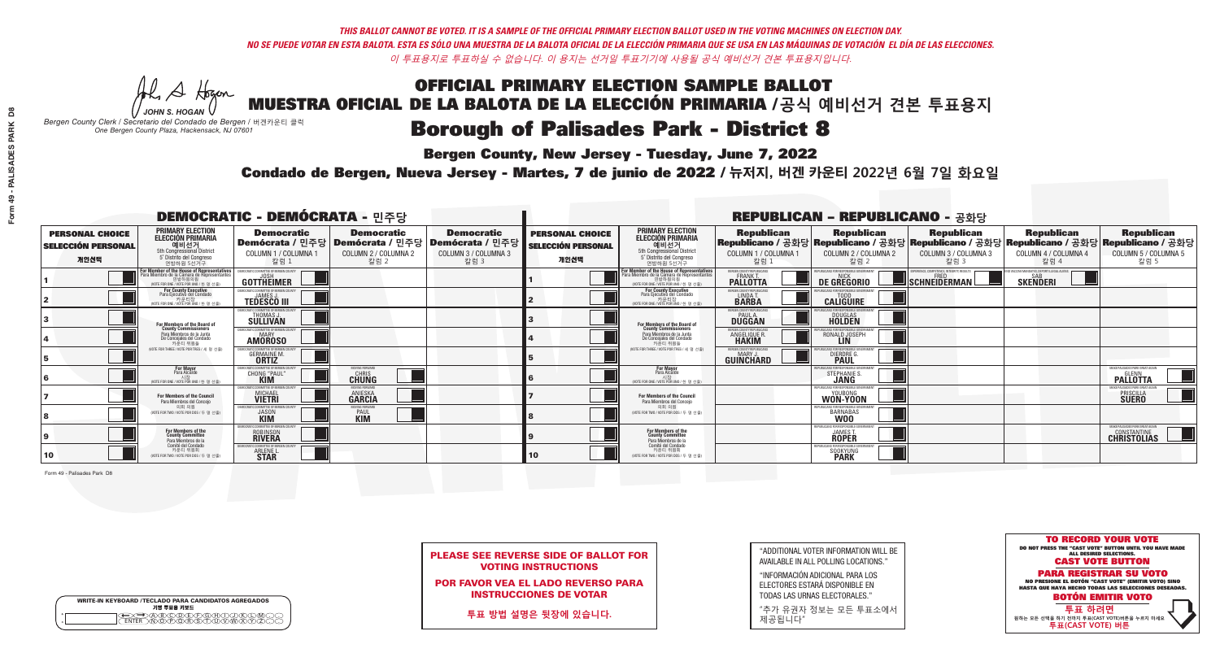*THIS BALLOT CANNOT BE VOTED. IT IS A SAMPLE OF THE OFFICIAL PRIMARY ELECTION BALLOT USED IN THE VOTING MACHINES ON ELECTION DAY.*
*NO SE PUEDE VOTAR EN ESTA BALOTA. ESTA ES SÓLO UNA MUESTRA DE LA BALOTA OFICIAL DE LA ELECCIÓN PRIMARIA QUE SE USA EN LAS MÁQUINAS DE VOTACIÓN EL DÍA DE LAS ELECCIONES.*
*이 투표용지로 투표하실 수 없습니다. 이 용지는 선거일 투표기기에 사용될 공식 예비선거 견본 투표용지입니다.*

JOHN S. HOGAN
Bergen County Clerk / Secretario del Condado de Bergen / 버겐카운티 클럭
One Bergen County Plaza, Hackensack, NJ 07601

# OFFICIAL PRIMARY ELECTION SAMPLE BALLOT
# MUESTRA OFICIAL DE LA BALOTA DE LA ELECCIÓN PRIMARIA /공식 예비선거 견본 투표용지
# Borough of Palisades Park - District 8

**Bergen County, New Jersey - Tuesday, June 7, 2022**

**Condado de Bergen, Nueva Jersey - Martes, 7 de junio de 2022 / 뉴저지, 버겐 카운티 2022년 6월 7일 화요일**

## DEMOCRATIC - DEMÓCRATA - 민주당

| PERSONAL CHOICE / SELECCIÓN PERSONAL / 개인선택 | PRIMARY ELECTION / ELECCIÓN PRIMARIA / 예비선거 (5th Congressional District / 5° Distrito del Congreso / 연방하원 5선거구) | Democratic / Demócrata / 민주당 COLUMN 1 / COLUMNA 1 / 칼럼 1 | Democratic / Demócrata / 민주당 COLUMN 2 / COLUMNA 2 / 칼럼 2 | Democratic / Demócrata / 민주당 COLUMN 3 / COLUMNA 3 / 칼럼 3 |
|---|---|---|---|---|
| 1 | For Member of the House of Representatives / Para Miembro de la Cámara de Representantes / 연방하원의원 (VOTE FOR ONE / VOTE POR UNO / 한 명 선출) | JOSH GOTTHEIMER | | |
| 2 | For County Executive / Para Ejecutivo del Condado / 카운티장 (VOTE FOR ONE / VOTE POR UNO / 한 명 선출) | JAMES J. TEDESCO III | | |
| 3 | For Members of the Board of County Commissioners / Para Miembros de la Junta De Concejales del Condado / 카운티 위원들 (VOTE FOR THREE / VOTE POR TRES / 세 명 선출) | THOMAS J. SULLIVAN | | |
| 4 | | MARY AMOROSO | | |
| 5 | | GERMAINE M. ORTIZ | | |
| 6 | For Mayor / Para Alcalde / 시장 (VOTE FOR ONE / VOTE POR UNO / 한 명 선출) | CHONG "PAUL" KIM | CHRIS CHUNG | |
| 7 | For Members of the Council / Para Miembros del Concejo / 의회 의원 (VOTE FOR TWO / VOTE POR DOS / 두 명 선출) | MICHAEL VIETRI | ANIESKA GARCIA | |
| 8 | | JASON KIM | PAUL KIM | |
| 9 | For Members of the County Committee / Para Miembros de la Comité del Condado / 카운티 위원회 (VOTE FOR TWO / VOTE POR DOS / 두 명 선출) | ROBINSON RIVERA | | |
| 10 | | ARLENE L. STAR | | |

## REPUBLICAN - REPUBLICANO - 공화당

| PERSONAL CHOICE / SELECCIÓN PERSONAL / 개인선택 | PRIMARY ELECTION / ELECCIÓN PRIMARIA / 예비선거 (5th Congressional District / 5° Distrito del Congreso / 연방하원 5선거구) | Republican / Republicano / 공화당 COLUMN 1 / COLUMNA 1 / 칼럼 1 | Republican / Republicano / 공화당 COLUMN 2 / COLUMNA 2 / 칼럼 2 | Republican / Republicano / 공화당 COLUMN 3 / COLUMNA 3 / 칼럼 3 | Republican / Republicano / 공화당 COLUMN 4 / COLUMNA 4 / 칼럼 4 | Republican / Republicano / 공화당 COLUMN 5 / COLUMNA 5 / 칼럼 5 |
|---|---|---|---|---|---|---|
| 1 | For Member of the House of Representatives / Para Miembro de la Cámara de Representantes / 연방하원의원 (VOTE FOR ONE / VOTE POR UNO / 한 명 선출) | FRANK T. PALLOTTA | NICK DE GREGORIO | FRED SCHNEIDERMAN | SAB SKENDERI | |
| 2 | For County Executive / Para Ejecutivo del Condado / 카운티장 (VOTE FOR ONE / VOTE POR UNO / 한 명 선출) | LINDA T. BARBA | TODD CALIGUIRE | | | |
| 3 | For Members of the Board of County Commissioners / Para Miembros de la Junta De Concejales del Condado / 카운티 위원들 (VOTE FOR THREE / VOTE POR TRES / 세 명 선출) | PAUL A. DUGGAN | DOUGLAS HOLDEN | | | |
| 4 | | ANGELIQUE R. HAKIM | RONALD JOSEPH LIN | | | |
| 5 | | MARY J. GUINCHARD | DIERDRE G. PAUL | | | |
| 6 | For Mayor / Para Alcalde / 시장 (VOTE FOR ONE / VOTE POR UNO / 한 명 선출) | | STEPHANIE S. JANG | | | GLENN PALLOTTA |
| 7 | For Members of the Council / Para Miembros del Concejo / 의회 의원 (VOTE FOR TWO / VOTE POR DOS / 두 명 선출) | | YOUBONG WON-YOON | | | PRISCILLA SUERO |
| 8 | | | BARNABAS WOO | | | |
| 9 | For Members of the County Committee / Para Miembros de la Comité del Condado / 카운티 위원회 (VOTE FOR TWO / VOTE POR DOS / 두 명 선출) | | JAMES T. ROPER | | | CONSTANTINE CHRISTOLIAS |
| 10 | | | SOOKYUNG PARK | | | |

Form 49 - Palisades Park D8

WRITE-IN KEYBOARD /TECLADO PARA CANDIDATOS AGREGADOS / 기명 투표용 키보드

**PLEASE SEE REVERSE SIDE OF BALLOT FOR VOTING INSTRUCTIONS**

**POR FAVOR VEA EL LADO REVERSO PARA INSTRUCCIONES DE VOTAR**

**투표 방법 설명은 뒷장에 있습니다.**

"ADDITIONAL VOTER INFORMATION WILL BE AVAILABLE IN ALL POLLING LOCATIONS."

"INFORMACIÓN ADICIONAL PARA LOS ELECTORES ESTARÁ DISPONIBLE EN TODAS LAS URNAS ELECTORALES."

"추가 유권자 정보는 모든 투표소에서 제공됩니다"

**TO RECORD YOUR VOTE**
DO NOT PRESS THE "CAST VOTE" BUTTON UNTIL YOU HAVE MADE ALL DESIRED SELECTIONS.
**CAST VOTE BUTTON**

**PARA REGISTRAR SU VOTO**
NO PRESIONE EL BOTÓN "CAST VOTE" (EMITIR VOTO) SINO HASTA QUE HAYA HECHO TODAS LAS SELECCIONES DESEADAS.
**BOTÓN EMITIR VOTO**

**투표 하려면**
원하는 모든 선택을 하기 전까지 투표(CAST VOTE)버튼을 누르지 마세요.
**투표(CAST VOTE) 버튼**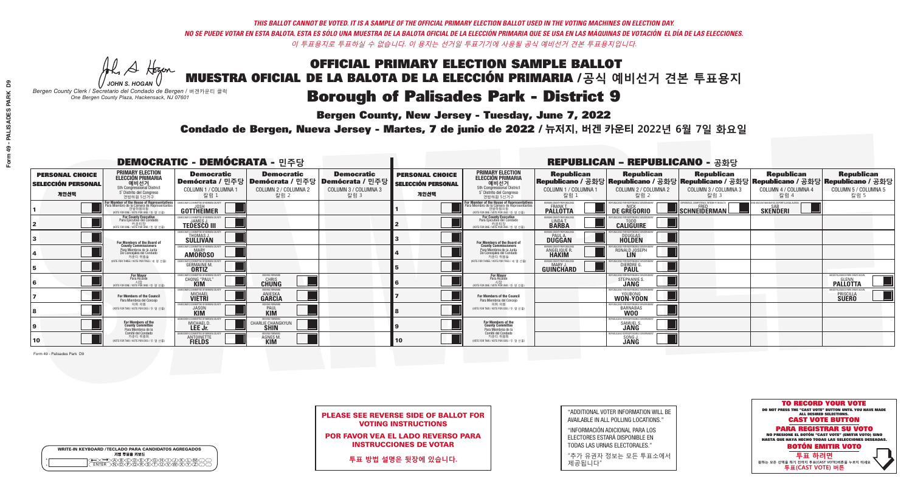THIS BALLOT CANNOT BE VOTED. IT IS A SAMPLE OF THE OFFICIAL PRIMARY ELECTION BALLOT USED IN THE VOTING MACHINES ON ELECTION DAY.
NO SE PUEDE VOTAR EN ESTA BALOTA. ESTA ES SÓLO UNA MUESTRA DE LA BALOTA OFICIAL DE LA ELECCIÓN PRIMARIA QUE SE USA EN LAS MÁQUINAS DE VOTACIÓN EL DÍA DE LAS ELECCIONES.
이 투표용지로 투표하실 수 없습니다. 이 용지는 선거일 투표기기에 사용될 공식 예비선거 견본 투표용지입니다.

JOHN S. HOGAN
Bergen County Clerk / Secretario del Condado de Bergen / 버겐카운티 클럭
One Bergen County Plaza, Hackensack, NJ 07601

# OFFICIAL PRIMARY ELECTION SAMPLE BALLOT
# MUESTRA OFICIAL DE LA BALOTA DE LA ELECCIÓN PRIMARIA /공식 예비선거 견본 투표용지
# Borough of Palisades Park - District 9

**Bergen County, New Jersey - Tuesday, June 7, 2022**

**Condado de Bergen, Nueva Jersey - Martes, 7 de junio de 2022 / 뉴저지, 버겐 카운티 2022년 6월 7일 화요일**

## DEMOCRATIC - DEMÓCRATA - 민주당

| PERSONAL CHOICE / SELECCIÓN PERSONAL / 개인선택 | PRIMARY ELECTION / ELECCIÓN PRIMARIA / 예비선거 | Democratic / Demócrata / 민주당 COLUMN 1 / COLUMNA 1 / 칼럼 1 | Democratic / Demócrata / 민주당 COLUMN 2 / COLUMNA 2 / 칼럼 2 | Democratic / Demócrata / 민주당 COLUMN 3 / COLUMNA 3 / 칼럼 3 |
|---|---|---|---|---|
| 1 | For Member of the House of Representatives / Para Miembro de la Cámara de Representantes / 연방하원의원 (VOTE FOR ONE / VOTE POR UNO / 한 명 선출) | JOSH GOTTHEIMER | | |
| 2 | For County Executive / Para Ejecutivo del Condado / 카운티장 (VOTE FOR ONE / VOTE POR UNO / 한 명 선출) | JAMES J. TEDESCO III | | |
| 3 | For Members of the Board of County Commissioners / Para Miembros de la Junta De Concejales del Condado / 카운티 위원들 (VOTE FOR THREE / VOTE POR TRES / 세 명 선출) | THOMAS J. SULLIVAN | | |
| 4 | | MARY AMOROSO | | |
| 5 | | GERMAINE M. ORTIZ | | |
| 6 | For Mayor / Para Alcalde / 시장 (VOTE FOR ONE / VOTE POR UNO / 한 명 선출) | CHONG "PAUL" KIM | CHRIS CHUNG | |
| 7 | For Members of the Council / Para Miembros del Concejo / 의회 의원 (VOTE FOR TWO / VOTE POR DOS / 두 명 선출) | MICHAEL VIETRI | ANIESKA GARCIA | |
| 8 | | JASON KIM | PAUL KIM | |
| 9 | For Members of the County Committee / Para Miembros de la Comité del Condado / 카운티 위원회 (VOTE FOR TWO / VOTE POR DOS / 두 명 선출) | MICHAEL D. LEE Jr. | CHARLIE CHANGKYUN SHIN | |
| 10 | | ANTOINETTE FIELDS | AGNES M. KIM | |

## REPUBLICAN - REPUBLICANO - 공화당

| PERSONAL CHOICE / SELECCIÓN PERSONAL / 개인선택 | PRIMARY ELECTION / ELECCIÓN PRIMARIA / 예비선거 | Republican / Republicano / 공화당 COLUMN 1 / COLUMNA 1 / 칼럼 1 | Republican / Republicano / 공화당 COLUMN 2 / COLUMNA 2 / 칼럼 2 | Republican / Republicano / 공화당 COLUMN 3 / COLUMNA 3 / 칼럼 3 | Republican / Republicano / 공화당 COLUMN 4 / COLUMNA 4 / 칼럼 4 | Republican / Republicano / 공화당 COLUMN 5 / COLUMNA 5 / 칼럼 5 |
|---|---|---|---|---|---|---|
| 1 | For Member of the House of Representatives / Para Miembro de la Cámara de Representantes / 연방하원의원 (VOTE FOR ONE / VOTE POR UNO / 한 명 선출) | FRANK T. PALLOTTA | NICK DE GREGORIO | FRED SCHNEIDERMAN | SAB SKENDERI | |
| 2 | For County Executive / Para Ejecutivo del Condado / 카운티장 (VOTE FOR ONE / VOTE POR UNO / 한 명 선출) | LINDA T. BARBA | TODD CALIGUIRE | | | |
| 3 | For Members of the Board of County Commissioners / Para Miembros de la Junta De Concejales del Condado / 카운티 위원들 (VOTE FOR THREE / VOTE POR TRES / 세 명 선출) | PAUL A. DUGGAN | DOUGLAS HOLDEN | | | |
| 4 | | ANGELIQUE R. HAKIM | RONALD JOSEPH LIN | | | |
| 5 | | MARY J. GUINCHARD | DIERDRE G. PAUL | | | |
| 6 | For Mayor / Para Alcalde / 시장 (VOTE FOR ONE / VOTE POR UNO / 한 명 선출) | | STEPHANIE S. JANG | | | GLENN PALLOTTA |
| 7 | For Members of the Council / Para Miembros del Concejo / 의회 의원 (VOTE FOR TWO / VOTE POR DOS / 두 명 선출) | | YOUBONG WON-YOON | | | PRISCILLA SUERO |
| 8 | | | BARNABAS WOO | | | |
| 9 | For Members of the County Committee / Para Miembros de la Comité del Condado / 카운티 위원회 (VOTE FOR TWO / VOTE POR DOS / 두 명 선출) | | SAMUEL S. JANG | | | |
| 10 | | | SONG J. JANG | | | |

Form 49 - Palisades Park D9

**PLEASE SEE REVERSE SIDE OF BALLOT FOR VOTING INSTRUCTIONS**

**POR FAVOR VEA EL LADO REVERSO PARA INSTRUCCIONES DE VOTAR**

**투표 방법 설명은 뒷장에 있습니다.**

"ADDITIONAL VOTER INFORMATION WILL BE AVAILABLE IN ALL POLLING LOCATIONS."

"INFORMACIÓN ADICIONAL PARA LOS ELECTORES ESTARÁ DISPONIBLE EN TODAS LAS URNAS ELECTORALES."

"추가 유권자 정보는 모든 투표소에서 제공됩니다"

WRITE-IN KEYBOARD /TECLADO PARA CANDIDATOS AGREGADOS
기명 투표용 키보드

TO RECORD YOUR VOTE
DO NOT PRESS THE "CAST VOTE" BUTTON UNTIL YOU HAVE MADE ALL DESIRED SELECTIONS.
CAST VOTE BUTTON
PARA REGISTRAR SU VOTO
NO PRESIONE EL BOTÓN "CAST VOTE" (EMITIR VOTO) SINO HASTA QUE HAYA HECHO TODAS LAS SELECCIONES DESEADAS.
BOTÓN EMITIR VOTO
투표 하려면
원하는 모든 선택을 하기 전까지 투표(CAST VOTE)버튼을 누르지 마세요.
투표(CAST VOTE) 버튼